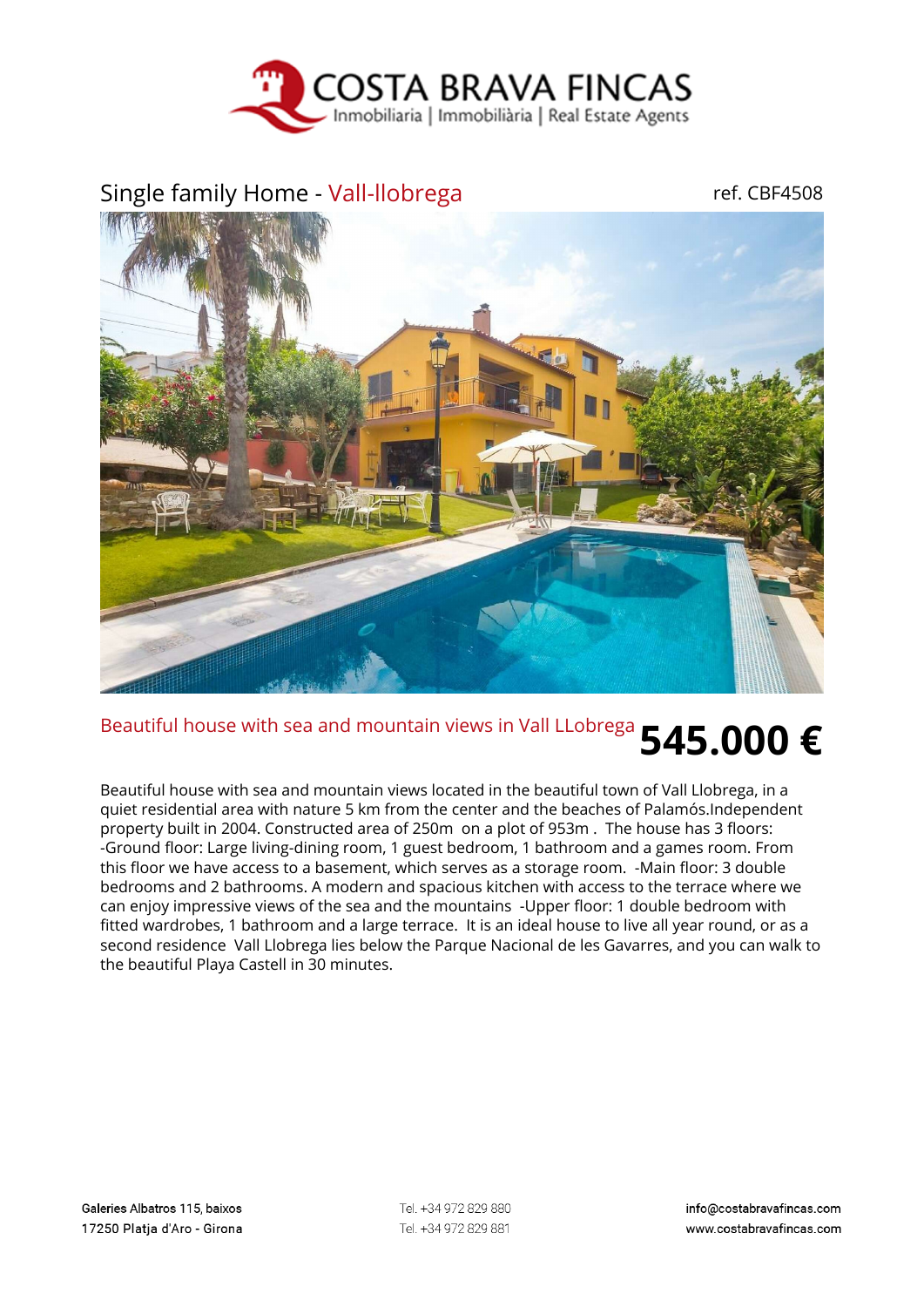# COSTA BRAVA FINCAS

Inmobiliaria | Immobiliària | Real Estate Agents

## Single family Home - Vall-llobrega

ref. CBF4508

### Beautiful house with sea and mountain views in Vall LLobrega

**545.000 €**

Beautiful house with sea and mountain views located in the beautiful town of Vall Llobrega, in a quiet residential area with nature 5 km from the center and the beaches of Palamós.Independent property built in 2004. Constructed area of 250m  on a plot of 953m .  The house has 3 floors: -Ground floor: Large living-dining room, 1 guest bedroom, 1 bathroom and a games room. From this floor we have access to a basement, which serves as a storage room.  -Main floor: 3 double bedrooms and 2 bathrooms. A modern and spacious kitchen with access to the terrace where we can enjoy impressive views of the sea and the mountains  -Upper floor: 1 double bedroom with fitted wardrobes, 1 bathroom and a large terrace.  It is an ideal house to live all year round, or as a second residence  Vall Llobrega lies below the Parque Nacional de les Gavarres, and you can walk to the beautiful Playa Castell in 30 minutes.

Galeries Albatros 115, baixos
17250 Platja d'Aro - Girona

Tel. +34 972 829 880
Tel. +34 972 829 881

info@costabravafincas.com
www.costabravafincas.com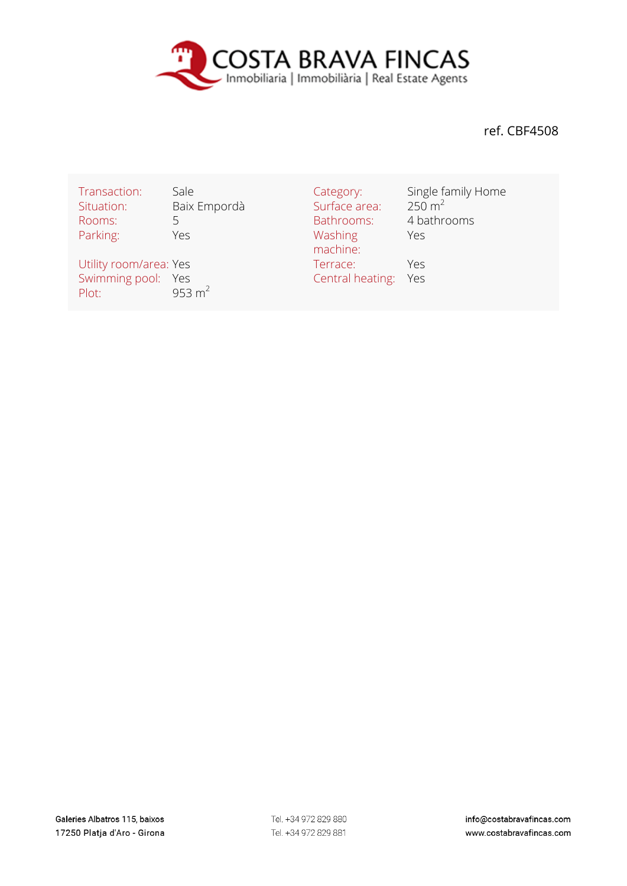COSTA BRAVA FINCAS
Inmobiliaria | Immobiliària | Real Estate Agents

ref. CBF4508

| | | | |
|---|---|---|---|
| Transaction: | Sale | Category: | Single family Home |
| Situation: | Baix Empordà | Surface area: | 250 $m^2$ |
| Rooms: | 5 | Bathrooms: | 4 bathrooms |
| Parking: | Yes | Washing machine: | Yes |
| Utility room/area: | Yes | Terrace: | Yes |
| Swimming pool: | Yes | Central heating: | Yes |
| Plot: | 953 $m^2$ | | |

Galeries Albatros 115, baixos
17250 Platja d'Aro - Girona

Tel. +34 972 829 880
Tel. +34 972 829 881

info@costabravafincas.com
www.costabravafincas.com